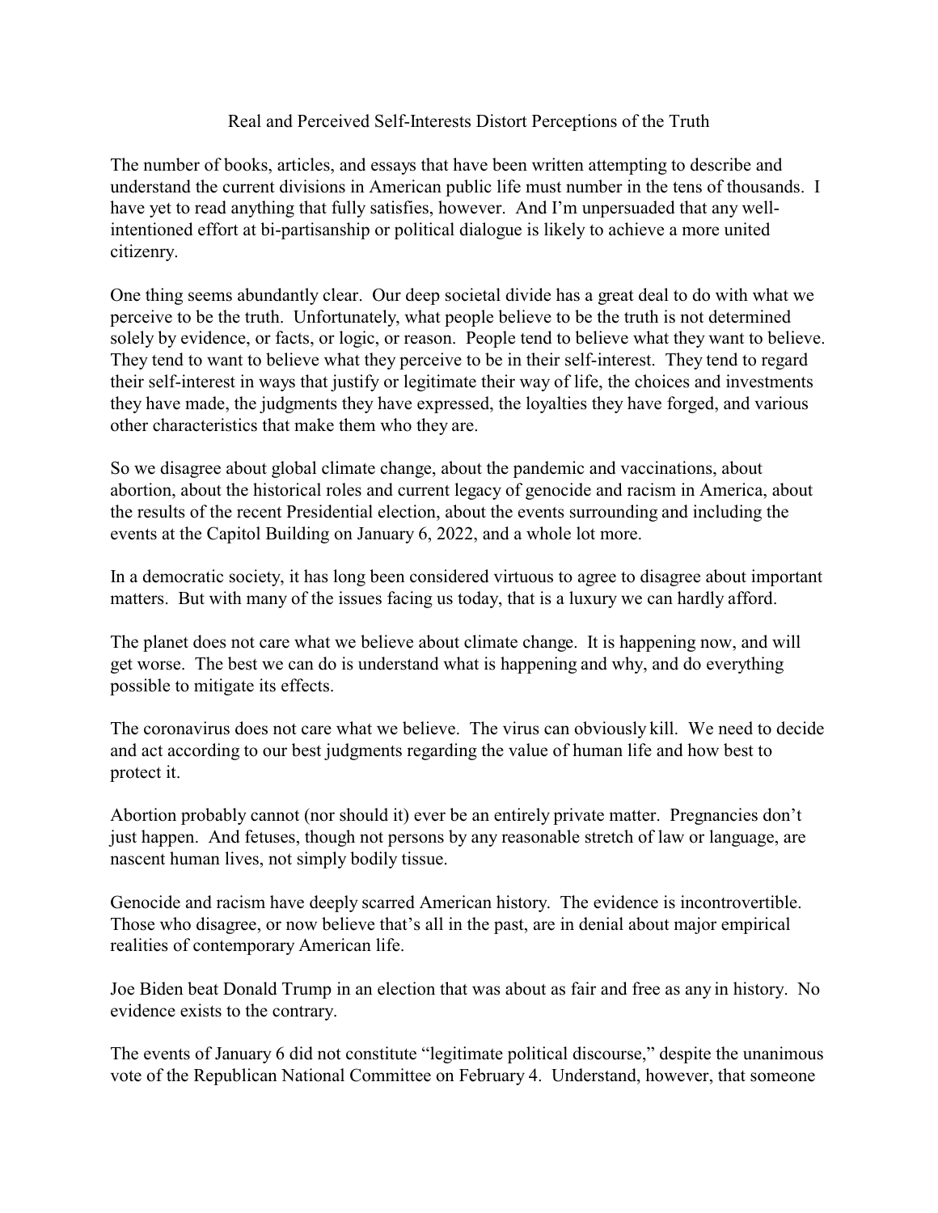# Real and Perceived Self-Interests Distort Perceptions of the Truth

The number of books, articles, and essays that have been written attempting to describe and understand the current divisions in American public life must number in the tens of thousands. I have yet to read anything that fully satisfies, however. And I'm unpersuaded that any well-intentioned effort at bi-partisanship or political dialogue is likely to achieve a more united citizenry.

One thing seems abundantly clear. Our deep societal divide has a great deal to do with what we perceive to be the truth. Unfortunately, what people believe to be the truth is not determined solely by evidence, or facts, or logic, or reason. People tend to believe what they want to believe. They tend to want to believe what they perceive to be in their self-interest. They tend to regard their self-interest in ways that justify or legitimate their way of life, the choices and investments they have made, the judgments they have expressed, the loyalties they have forged, and various other characteristics that make them who they are.

So we disagree about global climate change, about the pandemic and vaccinations, about abortion, about the historical roles and current legacy of genocide and racism in America, about the results of the recent Presidential election, about the events surrounding and including the events at the Capitol Building on January 6, 2022, and a whole lot more.

In a democratic society, it has long been considered virtuous to agree to disagree about important matters. But with many of the issues facing us today, that is a luxury we can hardly afford.

The planet does not care what we believe about climate change. It is happening now, and will get worse. The best we can do is understand what is happening and why, and do everything possible to mitigate its effects.

The coronavirus does not care what we believe. The virus can obviously kill. We need to decide and act according to our best judgments regarding the value of human life and how best to protect it.

Abortion probably cannot (nor should it) ever be an entirely private matter. Pregnancies don't just happen. And fetuses, though not persons by any reasonable stretch of law or language, are nascent human lives, not simply bodily tissue.

Genocide and racism have deeply scarred American history. The evidence is incontrovertible. Those who disagree, or now believe that's all in the past, are in denial about major empirical realities of contemporary American life.

Joe Biden beat Donald Trump in an election that was about as fair and free as any in history. No evidence exists to the contrary.

The events of January 6 did not constitute "legitimate political discourse," despite the unanimous vote of the Republican National Committee on February 4. Understand, however, that someone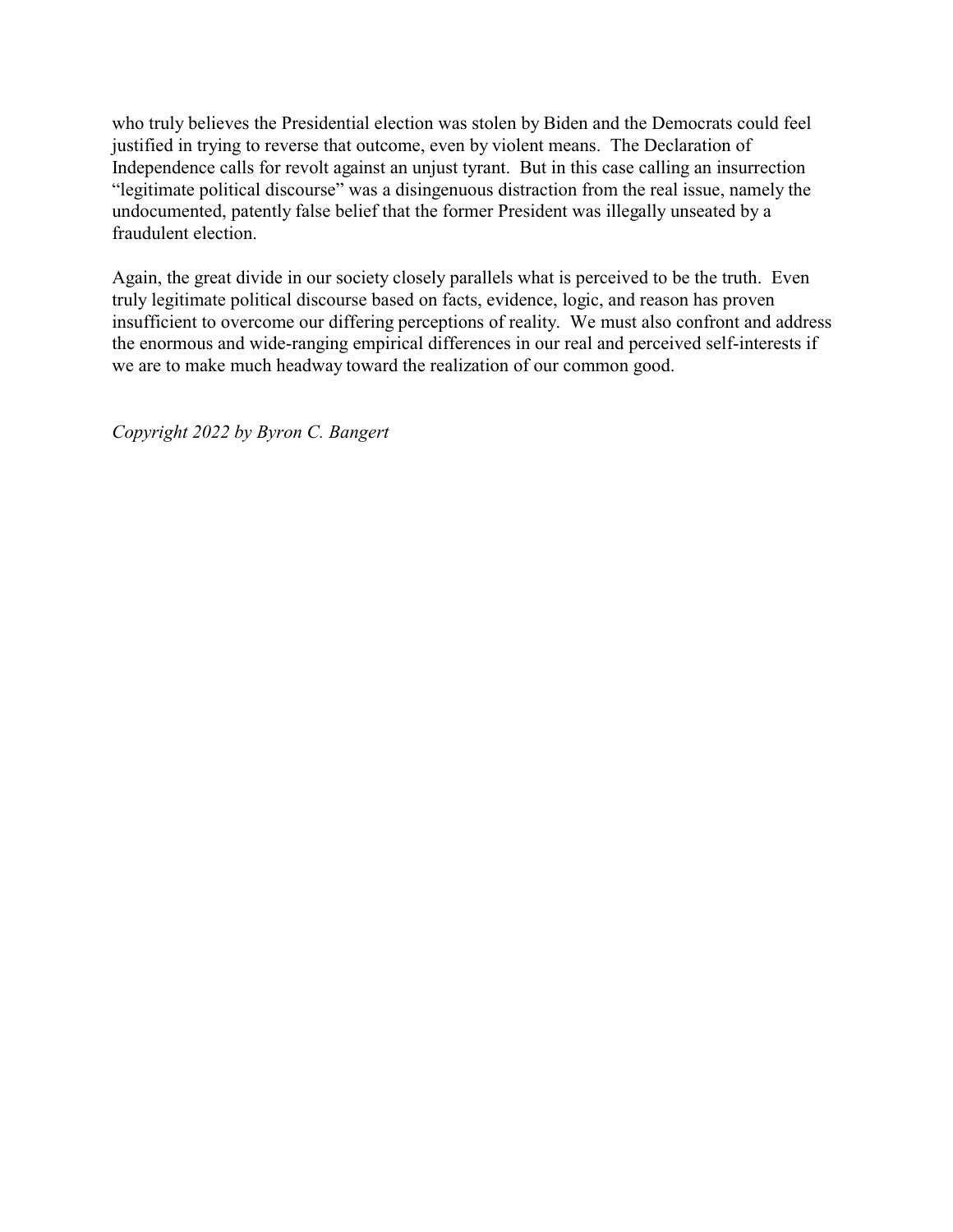who truly believes the Presidential election was stolen by Biden and the Democrats could feel justified in trying to reverse that outcome, even by violent means. The Declaration of Independence calls for revolt against an unjust tyrant. But in this case calling an insurrection "legitimate political discourse" was a disingenuous distraction from the real issue, namely the undocumented, patently false belief that the former President was illegally unseated by a fraudulent election.

Again, the great divide in our society closely parallels what is perceived to be the truth. Even truly legitimate political discourse based on facts, evidence, logic, and reason has proven insufficient to overcome our differing perceptions of reality. We must also confront and address the enormous and wide-ranging empirical differences in our real and perceived self-interests if we are to make much headway toward the realization of our common good.

*Copyright 2022 by Byron C. Bangert*